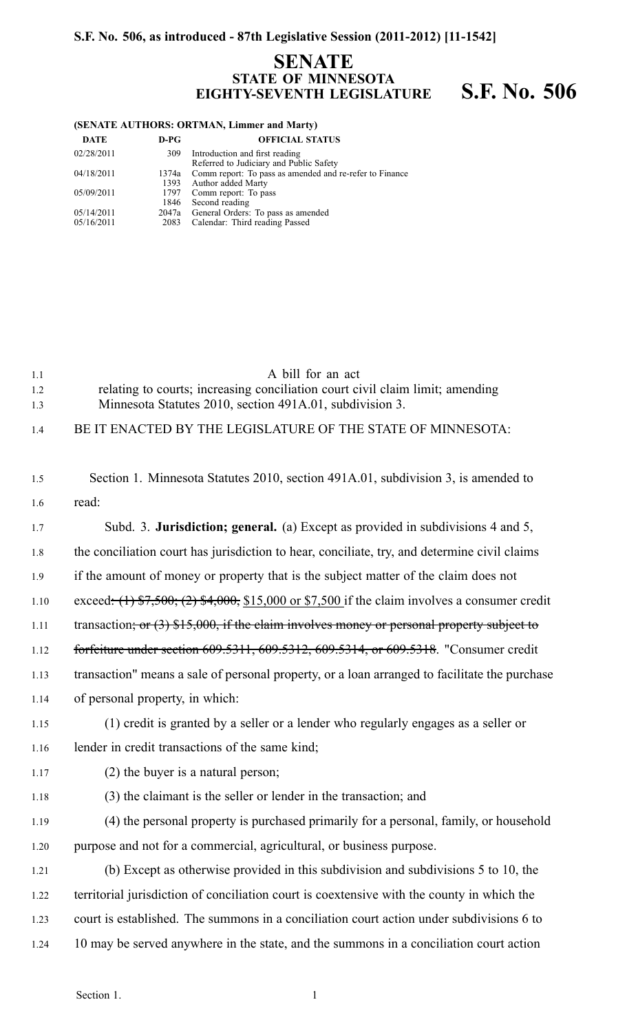**S.F. No. 506, as introduced - 87th Legislative Session (2011-2012) [11-1542]**

# SENATE
## STATE OF MINNESOTA
## EIGHTY-SEVENTH LEGISLATURE **S.F. No. 506**

**(SENATE AUTHORS: ORTMAN, Limmer and Marty)**

| DATE | D-PG | OFFICIAL STATUS |
|---|---|---|
| 02/28/2011 | 309 | Introduction and first reading<br>Referred to Judiciary and Public Safety |
| 04/18/2011 | 1374a | Comm report: To pass as amended and re-refer to Finance |
| | 1393 | Author added Marty |
| 05/09/2011 | 1797 | Comm report: To pass |
| | 1846 | Second reading |
| 05/14/2011 | 2047a | General Orders: To pass as amended |
| 05/16/2011 | 2083 | Calendar: Third reading Passed |

A bill for an act
relating to courts; increasing conciliation court civil claim limit; amending Minnesota Statutes 2010, section 491A.01, subdivision 3.

BE IT ENACTED BY THE LEGISLATURE OF THE STATE OF MINNESOTA:

Section 1. Minnesota Statutes 2010, section 491A.01, subdivision 3, is amended to read:

Subd. 3. **Jurisdiction; general.** (a) Except as provided in subdivisions 4 and 5, the conciliation court has jurisdiction to hear, conciliate, try, and determine civil claims if the amount of money or property that is the subject matter of the claim does not exceed~~: (1) $7,500; (2) $4,000,~~ $15,000 or $7,500 if the claim involves a consumer credit transaction~~; or (3) $15,000, if the claim involves money or personal property subject to forfeiture under section 609.5311, 609.5312, 609.5314, or 609.5318~~. "Consumer credit transaction" means a sale of personal property, or a loan arranged to facilitate the purchase of personal property, in which:

(1) credit is granted by a seller or a lender who regularly engages as a seller or lender in credit transactions of the same kind;

(2) the buyer is a natural person;

(3) the claimant is the seller or lender in the transaction; and

(4) the personal property is purchased primarily for a personal, family, or household purpose and not for a commercial, agricultural, or business purpose.

(b) Except as otherwise provided in this subdivision and subdivisions 5 to 10, the territorial jurisdiction of conciliation court is coextensive with the county in which the court is established. The summons in a conciliation court action under subdivisions 6 to 10 may be served anywhere in the state, and the summons in a conciliation court action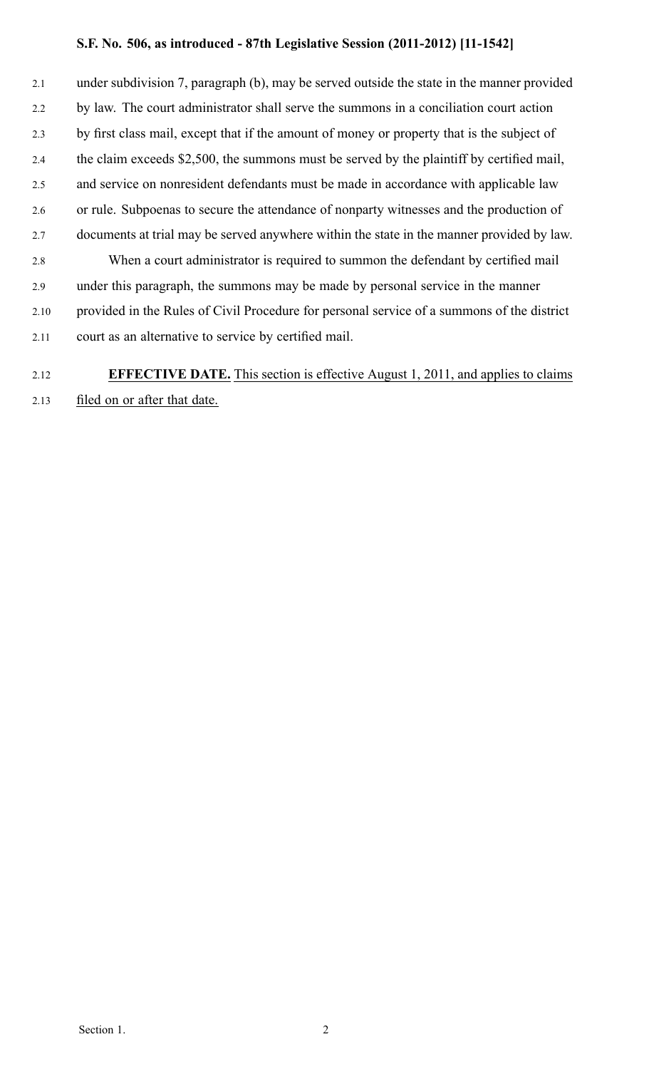under subdivision 7, paragraph (b), may be served outside the state in the manner provided by law. The court administrator shall serve the summons in a conciliation court action by first class mail, except that if the amount of money or property that is the subject of the claim exceeds $2,500, the summons must be served by the plaintiff by certified mail, and service on nonresident defendants must be made in accordance with applicable law or rule. Subpoenas to secure the attendance of nonparty witnesses and the production of documents at trial may be served anywhere within the state in the manner provided by law.

When a court administrator is required to summon the defendant by certified mail under this paragraph, the summons may be made by personal service in the manner provided in the Rules of Civil Procedure for personal service of a summons of the district court as an alternative to service by certified mail.

**EFFECTIVE DATE.** This section is effective August 1, 2011, and applies to claims filed on or after that date.